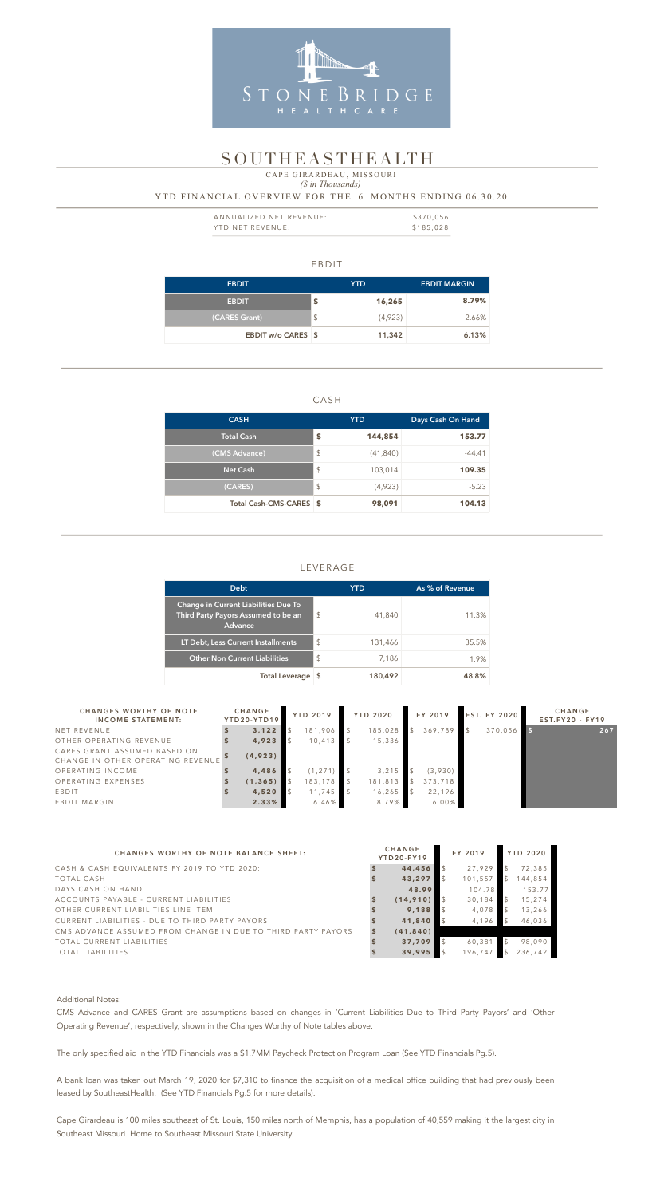STONEBRIDGE HEALTHCARE

# SOUTHEASTHEALTH

CAPE GIRARDEAU, MISSOURI

*($ in Thousands)*

YTD FINANCIAL OVERVIEW FOR THE 6 MONTHS ENDING 06.30.20

| | |
|---|---|
| ANNUALIZED NET REVENUE: | $370,056 |
| YTD NET REVENUE: | $185,028 |

## EBDIT

| EBDIT | YTD | EBDIT MARGIN |
|---|---|---|
| EBDIT | $ 16,265 | 8.79% |
| (CARES Grant) | $ (4,923) | -2.66% |
| EBDIT w/o CARES | $ 11,342 | 6.13% |

## CASH

| CASH | YTD | Days Cash On Hand |
|---|---|---|
| Total Cash | $ 144,854 | 153.77 |
| (CMS Advance) | $ (41,840) | -44.41 |
| Net Cash | $ 103,014 | 109.35 |
| (CARES) | $ (4,923) | -5.23 |
| Total Cash-CMS-CARES | $ 98,091 | 104.13 |

## LEVERAGE

| Debt | YTD | As % of Revenue |
|---|---|---|
| Change in Current Liabilities Due To Third Party Payors Assumed to be an Advance | $ 41,840 | 11.3% |
| LT Debt, Less Current Installments | $ 131,466 | 35.5% |
| Other Non Current Liabilities | $ 7,186 | 1.9% |
| Total Leverage | $ 180,492 | 48.8% |

| CHANGES WORTHY OF NOTE INCOME STATEMENT: | CHANGE YTD20-YTD19 | YTD 2019 | YTD 2020 | FY 2019 | EST. FY 2020 | CHANGE EST.FY20 - FY19 |
|---|---|---|---|---|---|---|
| NET REVENUE | $ 3,122 | $ 181,906 | $ 185,028 | $ 369,789 | $ 370,056 | $ 267 |
| OTHER OPERATING REVENUE | $ 4,923 | $ 10,413 | $ 15,336 | | | |
| CARES GRANT ASSUMED BASED ON CHANGE IN OTHER OPERATING REVENUE | $ (4,923) | | | | | |
| OPERATING INCOME | $ 4,486 | $ (1,271) | $ 3,215 | $ (3,930) | | |
| OPERATING EXPENSES | $ (1,365) | $ 183,178 | $ 181,813 | $ 373,718 | | |
| EBDIT | $ 4,520 | $ 11,745 | $ 16,265 | $ 22,196 | | |
| EBDIT MARGIN | 2.33% | 6.46% | 8.79% | 6.00% | | |

| CHANGES WORTHY OF NOTE BALANCE SHEET: | CHANGE YTD20-FY19 | FY 2019 | YTD 2020 |
|---|---|---|---|
| CASH & CASH EQUIVALENTS FY 2019 TO YTD 2020: | $ 44,456 | $ 27,929 | $ 72,385 |
| TOTAL CASH | $ 43,297 | $ 101,557 | $ 144,854 |
| DAYS CASH ON HAND | 48.99 | 104.78 | 153.77 |
| ACCOUNTS PAYABLE - CURRENT LIABILITIES | $ (14,910) | $ 30,184 | $ 15,274 |
| OTHER CURRENT LIABILITIES LINE ITEM | $ 9,188 | $ 4,078 | $ 13,266 |
| CURRENT LIABILITIES - DUE TO THIRD PARTY PAYORS | $ 41,840 | $ 4,196 | $ 46,036 |
| CMS ADVANCE ASSUMED FROM CHANGE IN DUE TO THIRD PARTY PAYORS | $ (41,840) | | |
| TOTAL CURRENT LIABILITIES | $ 37,709 | $ 60,381 | $ 98,090 |
| TOTAL LIABILITIES | $ 39,995 | $ 196,747 | $ 236,742 |

Additional Notes:

CMS Advance and CARES Grant are assumptions based on changes in 'Current Liabilities Due to Third Party Payors' and 'Other Operating Revenue', respectively, shown in the Changes Worthy of Note tables above.

The only specified aid in the YTD Financials was a $1.7MM Paycheck Protection Program Loan (See YTD Financials Pg.5).

A bank loan was taken out March 19, 2020 for $7,310 to finance the acquisition of a medical office building that had previously been leased by SoutheastHealth. (See YTD Financials Pg.5 for more details).

Cape Girardeau is 100 miles southeast of St. Louis, 150 miles north of Memphis, has a population of 40,559 making it the largest city in Southeast Missouri. Home to Southeast Missouri State University.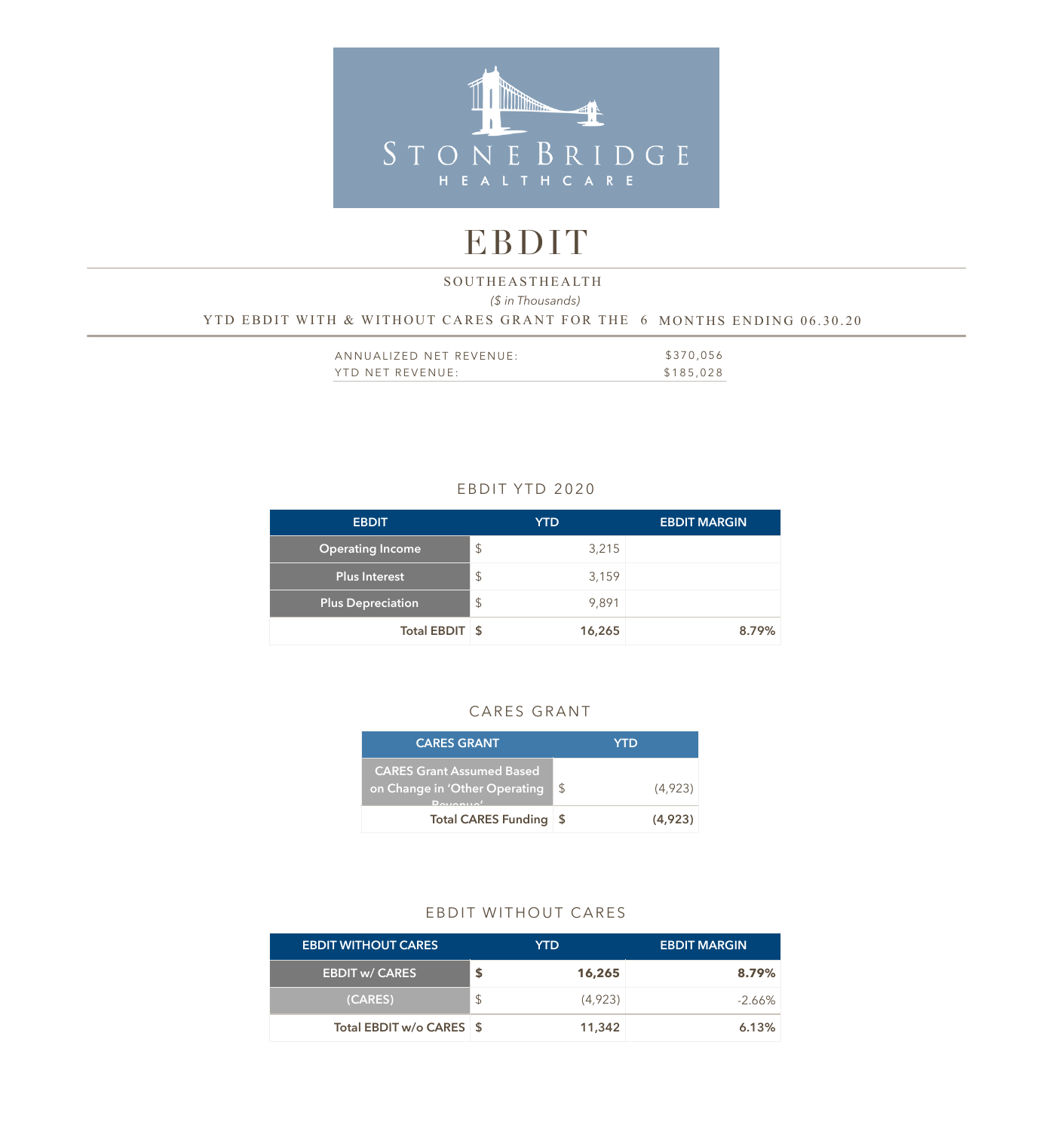STONEBRIDGE HEALTHCARE

# EBDIT

SOUTHEASTHEALTH

*($ in Thousands)*

YTD EBDIT WITH & WITHOUT CARES GRANT FOR THE 6 MONTHS ENDING 06.30.20

| | |
|---|---|
| ANNUALIZED NET REVENUE: | $370,056 |
| YTD NET REVENUE: | $185,028 |

## EBDIT YTD 2020

| EBDIT | | YTD | EBDIT MARGIN |
|---|---|---|---|
| Operating Income | $ | 3,215 | |
| Plus Interest | $ | 3,159 | |
| Plus Depreciation | $ | 9,891 | |
| **Total EBDIT** | **$** | **16,265** | **8.79%** |

## CARES GRANT

| CARES GRANT | | YTD |
|---|---|---|
| CARES Grant Assumed Based on Change in 'Other Operating Revenue' | $ | (4,923) |
| **Total CARES Funding** | **$** | **(4,923)** |

## EBDIT WITHOUT CARES

| EBDIT WITHOUT CARES | | YTD | EBDIT MARGIN |
|---|---|---|---|
| EBDIT w/ CARES | **$** | **16,265** | **8.79%** |
| (CARES) | $ | (4,923) | -2.66% |
| **Total EBDIT w/o CARES** | **$** | **11,342** | **6.13%** |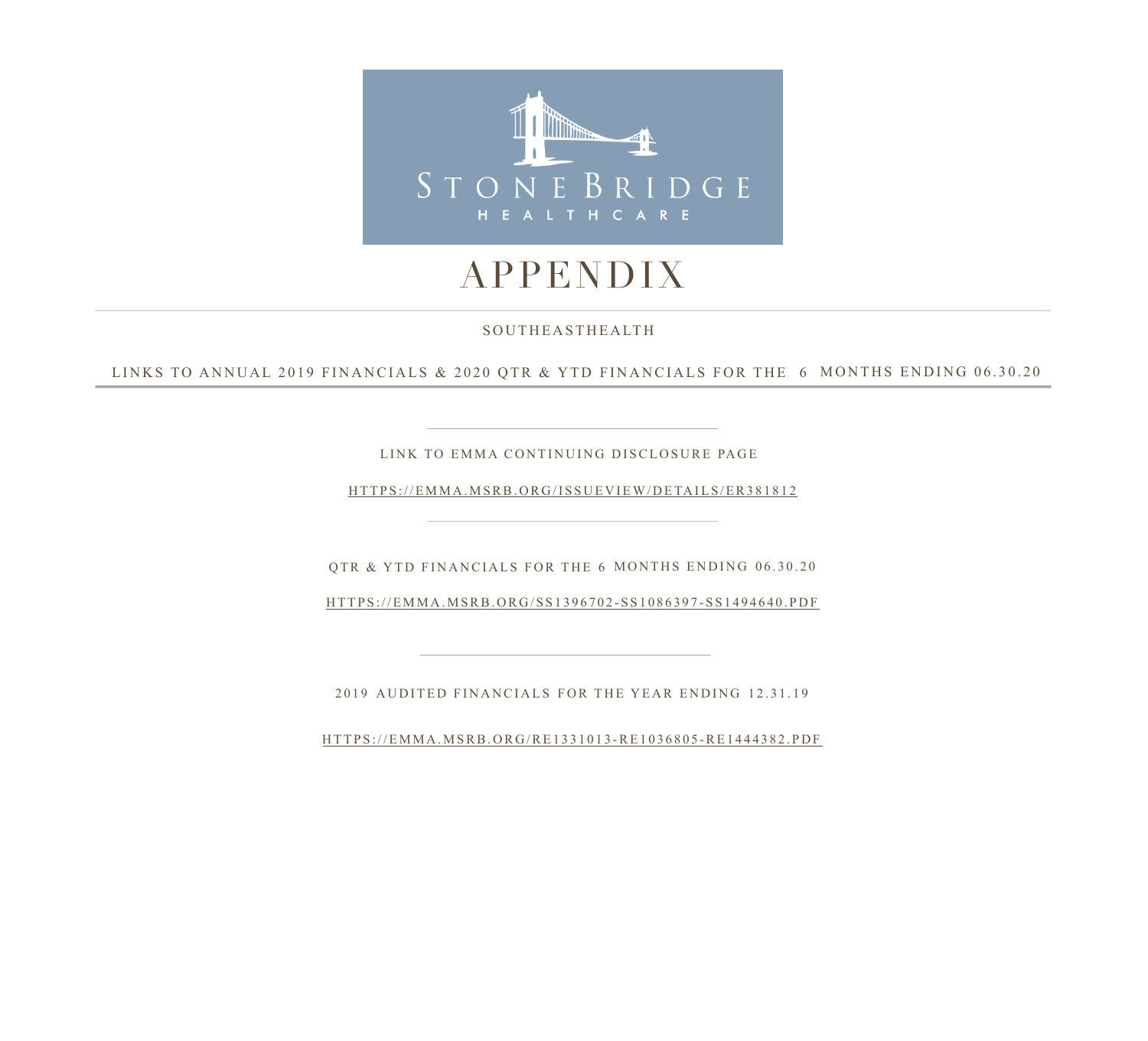STONE BRIDGE
HEALTHCARE

# APPENDIX

SOUTHEASTHEALTH

LINKS TO ANNUAL 2019 FINANCIALS & 2020 QTR & YTD FINANCIALS FOR THE 6 MONTHS ENDING 06.30.20

---

LINK TO EMMA CONTINUING DISCLOSURE PAGE

HTTPS://EMMA.MSRB.ORG/ISSUEVIEW/DETAILS/ER381812

---

QTR & YTD FINANCIALS FOR THE 6 MONTHS ENDING 06.30.20

HTTPS://EMMA.MSRB.ORG/SS1396702-SS1086397-SS1494640.PDF

---

2019 AUDITED FINANCIALS FOR THE YEAR ENDING 12.31.19

HTTPS://EMMA.MSRB.ORG/RE1331013-RE1036805-RE1444382.PDF